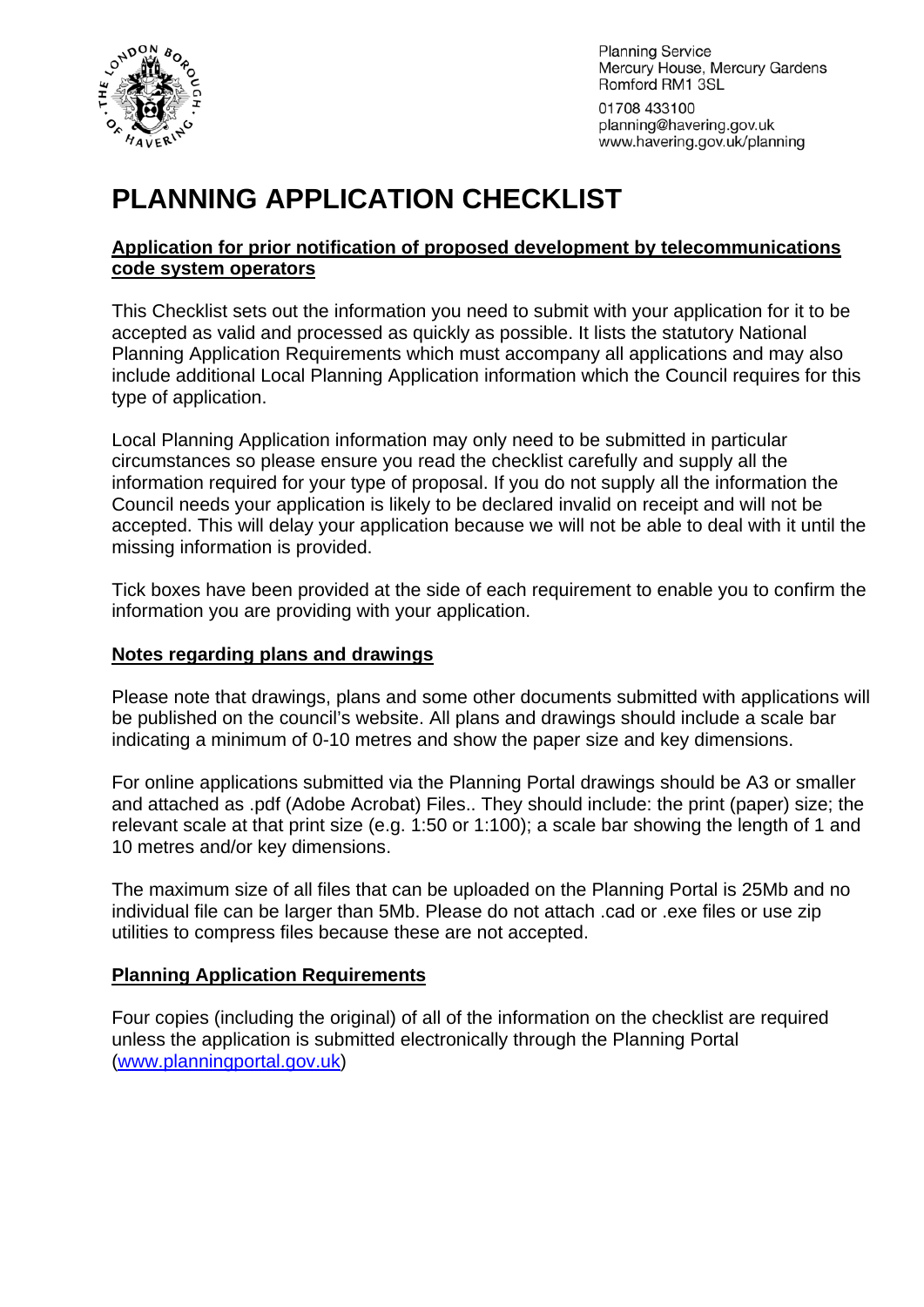Planning Service
Mercury House, Mercury Gardens
Romford RM1 3SL

01708 433100
planning@havering.gov.uk
www.havering.gov.uk/planning

# PLANNING APPLICATION CHECKLIST

**Application for prior notification of proposed development by telecommunications code system operators**

This Checklist sets out the information you need to submit with your application for it to be accepted as valid and processed as quickly as possible. It lists the statutory National Planning Application Requirements which must accompany all applications and may also include additional Local Planning Application information which the Council requires for this type of application.

Local Planning Application information may only need to be submitted in particular circumstances so please ensure you read the checklist carefully and supply all the information required for your type of proposal. If you do not supply all the information the Council needs your application is likely to be declared invalid on receipt and will not be accepted. This will delay your application because we will not be able to deal with it until the missing information is provided.

Tick boxes have been provided at the side of each requirement to enable you to confirm the information you are providing with your application.

## Notes regarding plans and drawings

Please note that drawings, plans and some other documents submitted with applications will be published on the council's website. All plans and drawings should include a scale bar indicating a minimum of 0-10 metres and show the paper size and key dimensions.

For online applications submitted via the Planning Portal drawings should be A3 or smaller and attached as .pdf (Adobe Acrobat) Files.. They should include: the print (paper) size; the relevant scale at that print size (e.g. 1:50 or 1:100); a scale bar showing the length of 1 and 10 metres and/or key dimensions.

The maximum size of all files that can be uploaded on the Planning Portal is 25Mb and no individual file can be larger than 5Mb. Please do not attach .cad or .exe files or use zip utilities to compress files because these are not accepted.

## Planning Application Requirements

Four copies (including the original) of all of the information on the checklist are required unless the application is submitted electronically through the Planning Portal (www.planningportal.gov.uk)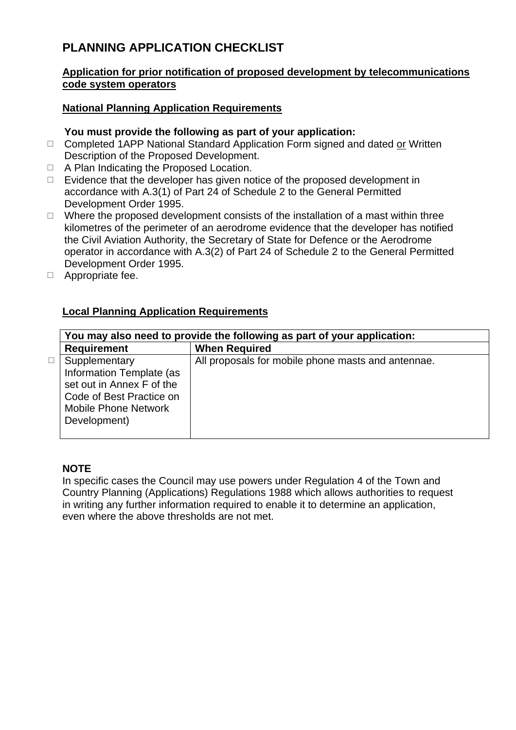# PLANNING APPLICATION CHECKLIST

**Application for prior notification of proposed development by telecommunications code system operators**

## National Planning Application Requirements

**You must provide the following as part of your application:**

- ☐ Completed 1APP National Standard Application Form signed and dated or Written Description of the Proposed Development.
- ☐ A Plan Indicating the Proposed Location.
- ☐ Evidence that the developer has given notice of the proposed development in accordance with A.3(1) of Part 24 of Schedule 2 to the General Permitted Development Order 1995.
- ☐ Where the proposed development consists of the installation of a mast within three kilometres of the perimeter of an aerodrome evidence that the developer has notified the Civil Aviation Authority, the Secretary of State for Defence or the Aerodrome operator in accordance with A.3(2) of Part 24 of Schedule 2 to the General Permitted Development Order 1995.
- ☐ Appropriate fee.

## Local Planning Application Requirements

**You may also need to provide the following as part of your application:**

| | Requirement | When Required |
|---|---|---|
| ☐ | Supplementary Information Template (as set out in Annex F of the Code of Best Practice on Mobile Phone Network Development) | All proposals for mobile phone masts and antennae. |

**NOTE**

In specific cases the Council may use powers under Regulation 4 of the Town and Country Planning (Applications) Regulations 1988 which allows authorities to request in writing any further information required to enable it to determine an application, even where the above thresholds are not met.